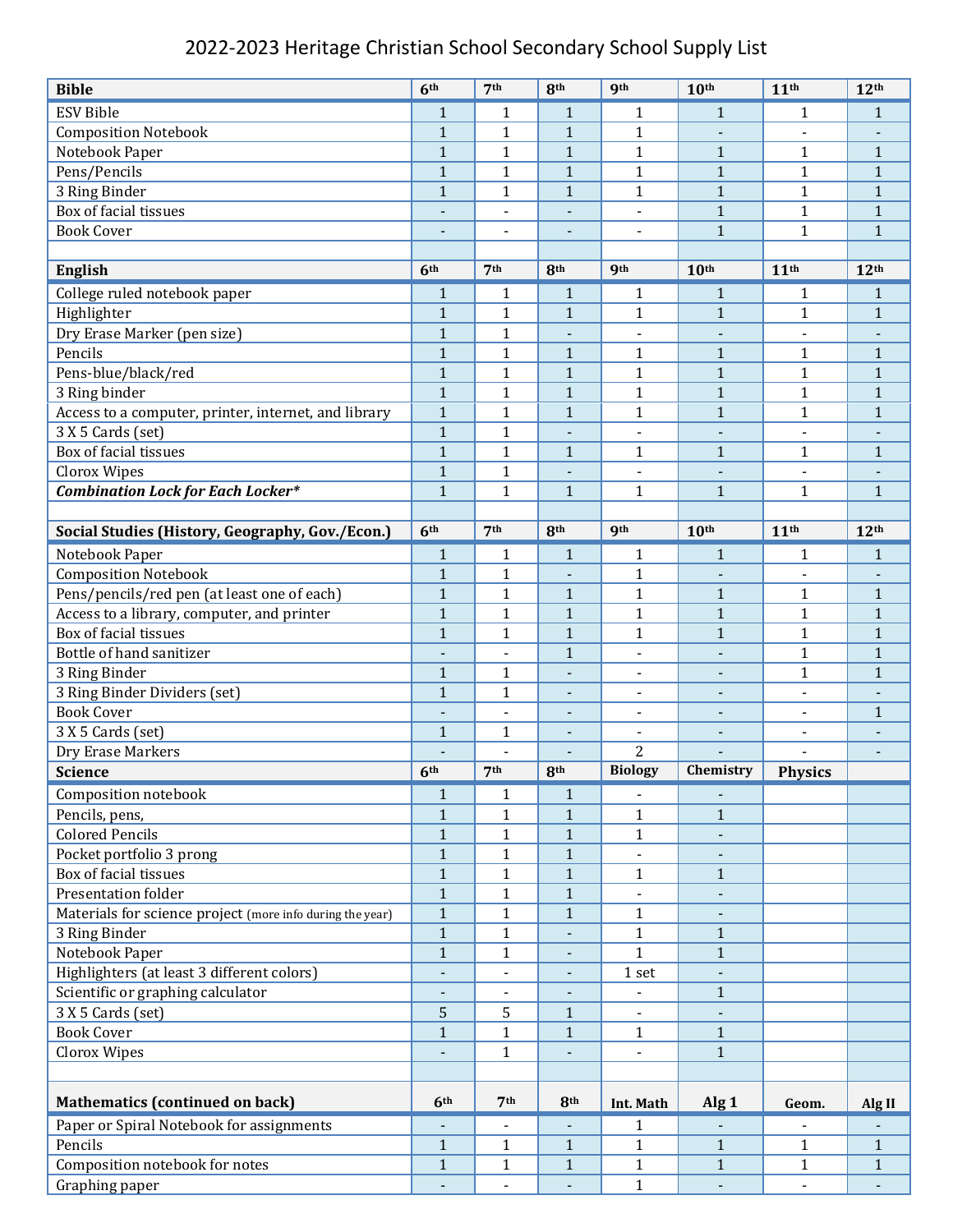# 2022-2023 Heritage Christian School Secondary School Supply List

| Bible | 6th | 7th | 8th | 9th | 10th | 11th | 12th |
|---|---|---|---|---|---|---|---|
| ESV Bible | 1 | 1 | 1 | 1 | 1 | 1 | 1 |
| Composition Notebook | 1 | 1 | 1 | 1 | - | - | - |
| Notebook Paper | 1 | 1 | 1 | 1 | 1 | 1 | 1 |
| Pens/Pencils | 1 | 1 | 1 | 1 | 1 | 1 | 1 |
| 3 Ring Binder | 1 | 1 | 1 | 1 | 1 | 1 | 1 |
| Box of facial tissues | - | - | - | - | 1 | 1 | 1 |
| Book Cover | - | - | - | - | 1 | 1 | 1 |
| | | | | | | | |
| **English** | **6th** | **7th** | **8th** | **9th** | **10th** | **11th** | **12th** |
| College ruled notebook paper | 1 | 1 | 1 | 1 | 1 | 1 | 1 |
| Highlighter | 1 | 1 | 1 | 1 | 1 | 1 | 1 |
| Dry Erase Marker (pen size) | 1 | 1 | - | - | - | - | - |
| Pencils | 1 | 1 | 1 | 1 | 1 | 1 | 1 |
| Pens-blue/black/red | 1 | 1 | 1 | 1 | 1 | 1 | 1 |
| 3 Ring binder | 1 | 1 | 1 | 1 | 1 | 1 | 1 |
| Access to a computer, printer, internet, and library | 1 | 1 | 1 | 1 | 1 | 1 | 1 |
| 3 X 5 Cards (set) | 1 | 1 | - | - | - | - | - |
| Box of facial tissues | 1 | 1 | 1 | 1 | 1 | 1 | 1 |
| Clorox Wipes | 1 | 1 | - | - | - | - | - |
| ***Combination Lock for Each Locker**** | 1 | 1 | 1 | 1 | 1 | 1 | 1 |
| | | | | | | | |
| **Social Studies (History, Geography, Gov./Econ.)** | **6th** | **7th** | **8th** | **9th** | **10th** | **11th** | **12th** |
| Notebook Paper | 1 | 1 | 1 | 1 | 1 | 1 | 1 |
| Composition Notebook | 1 | 1 | - | 1 | - | - | - |
| Pens/pencils/red pen (at least one of each) | 1 | 1 | 1 | 1 | 1 | 1 | 1 |
| Access to a library, computer, and printer | 1 | 1 | 1 | 1 | 1 | 1 | 1 |
| Box of facial tissues | 1 | 1 | 1 | 1 | 1 | 1 | 1 |
| Bottle of hand sanitizer | - | - | 1 | - | - | 1 | 1 |
| 3 Ring Binder | 1 | 1 | - | - | - | 1 | 1 |
| 3 Ring Binder Dividers (set) | 1 | 1 | - | - | - | - | - |
| Book Cover | - | - | - | - | - | - | 1 |
| 3 X 5 Cards (set) | 1 | 1 | - | - | - | - | - |
| Dry Erase Markers | - | - | - | 2 | - | - | - |
| **Science** | **6th** | **7th** | **8th** | **Biology** | **Chemistry** | **Physics** | |
| Composition notebook | 1 | 1 | 1 | - | - | | |
| Pencils, pens, | 1 | 1 | 1 | 1 | 1 | | |
| Colored Pencils | 1 | 1 | 1 | 1 | - | | |
| Pocket portfolio 3 prong | 1 | 1 | 1 | - | - | | |
| Box of facial tissues | 1 | 1 | 1 | 1 | 1 | | |
| Presentation folder | 1 | 1 | 1 | - | - | | |
| Materials for science project (more info during the year) | 1 | 1 | 1 | 1 | - | | |
| 3 Ring Binder | 1 | 1 | - | 1 | 1 | | |
| Notebook Paper | 1 | 1 | - | 1 | 1 | | |
| Highlighters (at least 3 different colors) | - | - | - | 1 set | - | | |
| Scientific or graphing calculator | - | - | - | - | 1 | | |
| 3 X 5 Cards (set) | 5 | 5 | 1 | - | - | | |
| Book Cover | 1 | 1 | 1 | 1 | 1 | | |
| Clorox Wipes | - | 1 | - | - | 1 | | |
| | | | | | | | |
| **Mathematics (continued on back)** | **6th** | **7th** | **8th** | **Int. Math** | **Alg 1** | **Geom.** | **Alg II** |
| Paper or Spiral Notebook for assignments | - | - | - | 1 | - | - | - |
| Pencils | 1 | 1 | 1 | 1 | 1 | 1 | 1 |
| Composition notebook for notes | 1 | 1 | 1 | 1 | 1 | 1 | 1 |
| Graphing paper | - | - | - | 1 | - | - | - |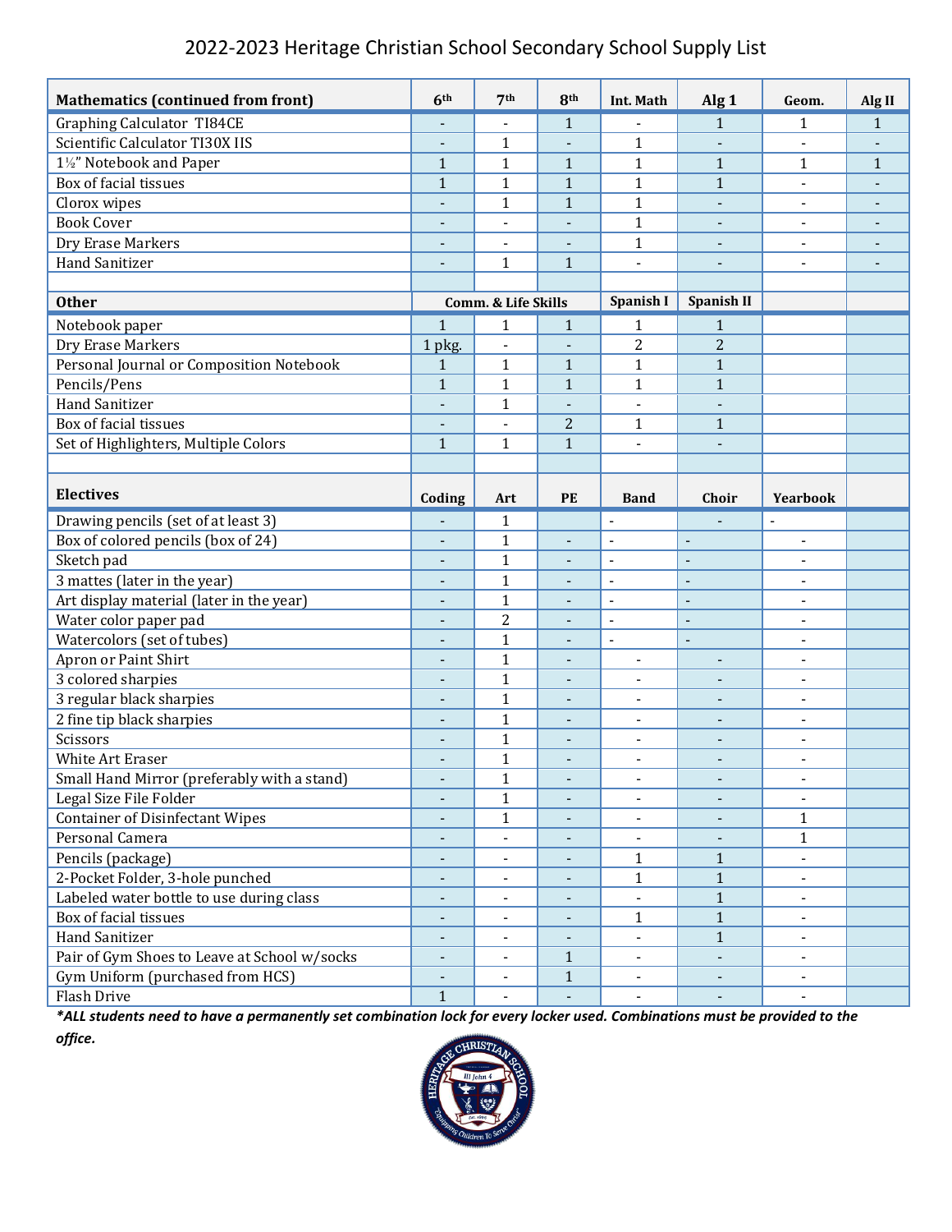# 2022-2023 Heritage Christian School Secondary School Supply List

| Mathematics (continued from front) | 6th | 7th | 8th | Int. Math | Alg 1 | Geom. | Alg II |
|---|---|---|---|---|---|---|---|
| Graphing Calculator TI84CE | - | - | 1 | - | 1 | 1 | 1 |
| Scientific Calculator TI30X IIS | - | 1 | - | 1 | - | - | - |
| 1½" Notebook and Paper | 1 | 1 | 1 | 1 | 1 | 1 | 1 |
| Box of facial tissues | 1 | 1 | 1 | 1 | 1 | - | - |
| Clorox wipes | - | 1 | 1 | 1 | - | - | - |
| Book Cover | - | - | - | 1 | - | - | - |
| Dry Erase Markers | - | - | - | 1 | - | - | - |
| Hand Sanitizer | - | 1 | 1 | - | - | - | - |
| | | | | | | | |
| **Other** | **Comm. & Life Skills** | | | **Spanish I** | **Spanish II** | | |
| Notebook paper | 1 | 1 | 1 | 1 | 1 | | |
| Dry Erase Markers | 1 pkg. | - | - | 2 | 2 | | |
| Personal Journal or Composition Notebook | 1 | 1 | 1 | 1 | 1 | | |
| Pencils/Pens | 1 | 1 | 1 | 1 | 1 | | |
| Hand Sanitizer | - | 1 | - | - | - | | |
| Box of facial tissues | - | - | 2 | 1 | 1 | | |
| Set of Highlighters, Multiple Colors | 1 | 1 | 1 | - | - | | |
| | | | | | | | |
| **Electives** | **Coding** | **Art** | **PE** | **Band** | **Choir** | **Yearbook** | |
| Drawing pencils (set of at least 3) | - | 1 | | - | - | - | |
| Box of colored pencils (box of 24) | - | 1 | - | - | - | - | |
| Sketch pad | - | 1 | - | - | - | - | |
| 3 mattes (later in the year) | - | 1 | - | - | - | - | |
| Art display material (later in the year) | - | 1 | - | - | - | - | |
| Water color paper pad | - | 2 | - | - | - | - | |
| Watercolors (set of tubes) | - | 1 | - | - | - | - | |
| Apron or Paint Shirt | - | 1 | - | - | - | - | |
| 3 colored sharpies | - | 1 | - | - | - | - | |
| 3 regular black sharpies | - | 1 | - | - | - | - | |
| 2 fine tip black sharpies | - | 1 | - | - | - | - | |
| Scissors | - | 1 | - | - | - | - | |
| White Art Eraser | - | 1 | - | - | - | - | |
| Small Hand Mirror (preferably with a stand) | - | 1 | - | - | - | - | |
| Legal Size File Folder | - | 1 | - | - | - | - | |
| Container of Disinfectant Wipes | - | 1 | - | - | - | 1 | |
| Personal Camera | - | - | - | - | - | 1 | |
| Pencils (package) | - | - | - | 1 | 1 | - | |
| 2-Pocket Folder, 3-hole punched | - | - | - | 1 | 1 | - | |
| Labeled water bottle to use during class | - | - | - | - | 1 | - | |
| Box of facial tissues | - | - | - | 1 | 1 | - | |
| Hand Sanitizer | - | - | - | - | 1 | - | |
| Pair of Gym Shoes to Leave at School w/socks | - | - | 1 | - | - | - | |
| Gym Uniform (purchased from HCS) | - | - | 1 | - | - | - | |
| Flash Drive | 1 | - | - | - | - | - | |

***ALL students need to have a permanently set combination lock for every locker used. Combinations must be provided to the office.***